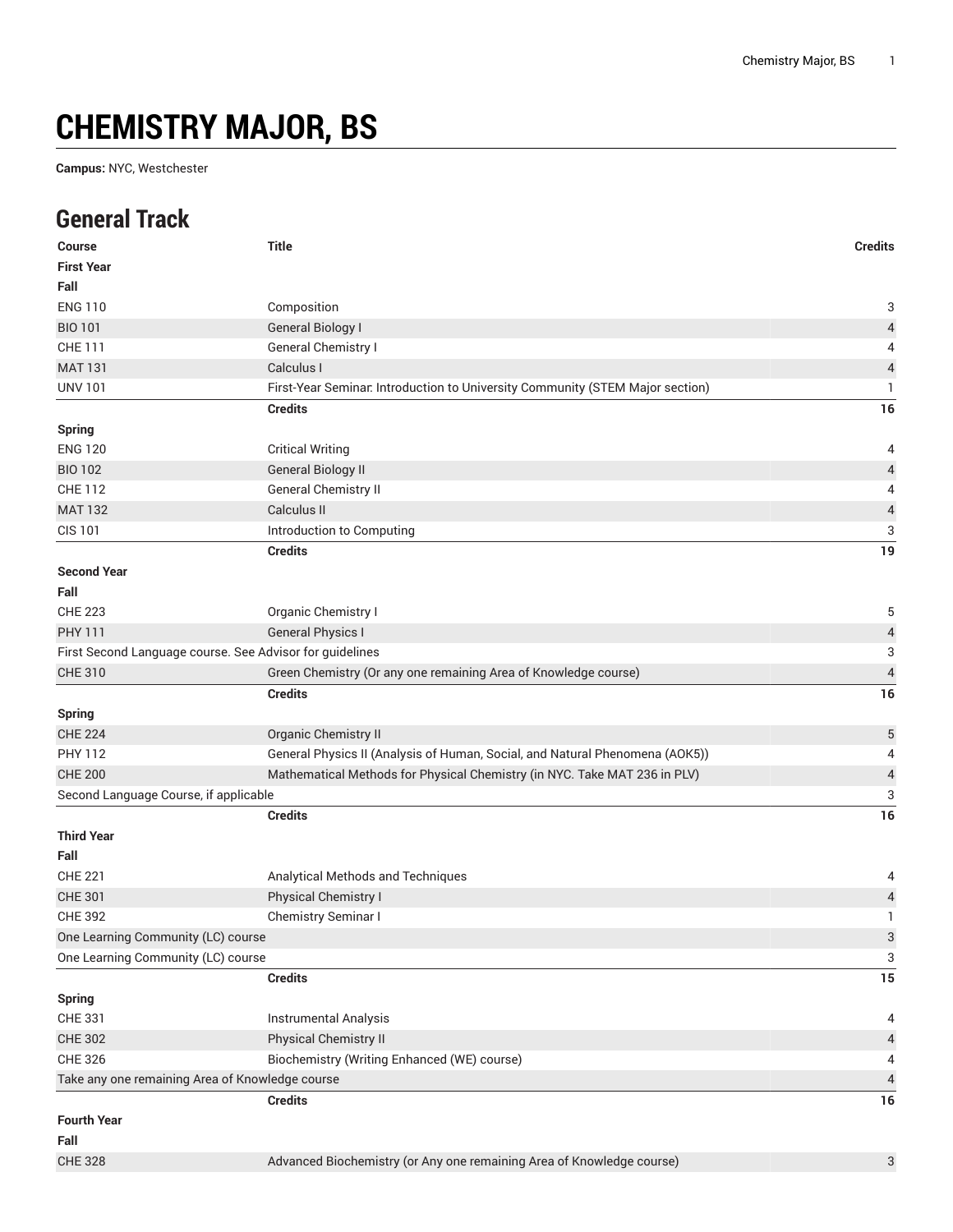# CHEMISTRY MAJOR, BS

**Campus:** NYC, Westchester

## General Track

| Course | Title | Credits |
|---|---|---|
| **First Year** | | |
| **Fall** | | |
| ENG 110 | Composition | 3 |
| BIO 101 | General Biology I | 4 |
| CHE 111 | General Chemistry I | 4 |
| MAT 131 | Calculus I | 4 |
| UNV 101 | First-Year Seminar: Introduction to University Community (STEM Major section) | 1 |
| | **Credits** | **16** |
| **Spring** | | |
| ENG 120 | Critical Writing | 4 |
| BIO 102 | General Biology II | 4 |
| CHE 112 | General Chemistry II | 4 |
| MAT 132 | Calculus II | 4 |
| CIS 101 | Introduction to Computing | 3 |
| | **Credits** | **19** |
| **Second Year** | | |
| **Fall** | | |
| CHE 223 | Organic Chemistry I | 5 |
| PHY 111 | General Physics I | 4 |
| First Second Language course. See Advisor for guidelines | | 3 |
| CHE 310 | Green Chemistry (Or any one remaining Area of Knowledge course) | 4 |
| | **Credits** | **16** |
| **Spring** | | |
| CHE 224 | Organic Chemistry II | 5 |
| PHY 112 | General Physics II (Analysis of Human, Social, and Natural Phenomena (AOK5)) | 4 |
| CHE 200 | Mathematical Methods for Physical Chemistry (in NYC. Take MAT 236 in PLV) | 4 |
| Second Language Course, if applicable | | 3 |
| | **Credits** | **16** |
| **Third Year** | | |
| **Fall** | | |
| CHE 221 | Analytical Methods and Techniques | 4 |
| CHE 301 | Physical Chemistry I | 4 |
| CHE 392 | Chemistry Seminar I | 1 |
| One Learning Community (LC) course | | 3 |
| One Learning Community (LC) course | | 3 |
| | **Credits** | **15** |
| **Spring** | | |
| CHE 331 | Instrumental Analysis | 4 |
| CHE 302 | Physical Chemistry II | 4 |
| CHE 326 | Biochemistry (Writing Enhanced (WE) course) | 4 |
| Take any one remaining Area of Knowledge course | | 4 |
| | **Credits** | **16** |
| **Fourth Year** | | |
| **Fall** | | |
| CHE 328 | Advanced Biochemistry (or Any one remaining Area of Knowledge course) | 3 |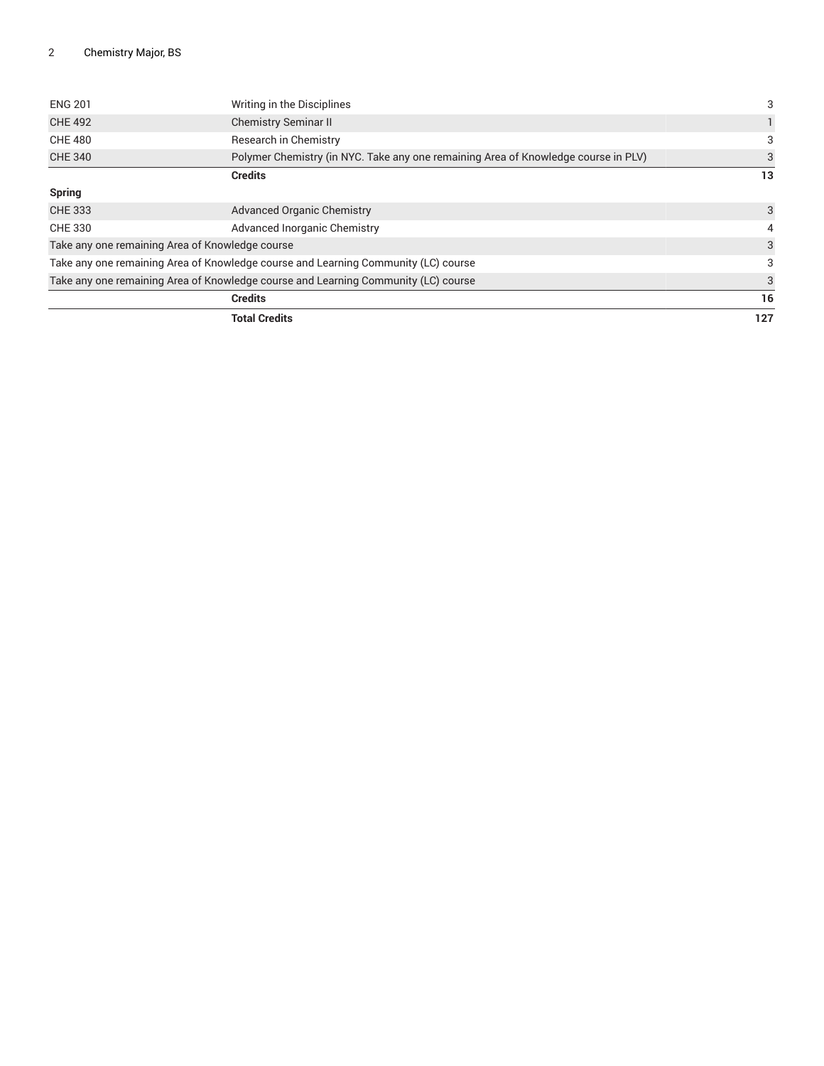| | | |
|---|---|---|
| ENG 201 | Writing in the Disciplines | 3 |
| CHE 492 | Chemistry Seminar II | 1 |
| CHE 480 | Research in Chemistry | 3 |
| CHE 340 | Polymer Chemistry (in NYC. Take any one remaining Area of Knowledge course in PLV) | 3 |
| | **Credits** | **13** |
| **Spring** | | |
| CHE 333 | Advanced Organic Chemistry | 3 |
| CHE 330 | Advanced Inorganic Chemistry | 4 |
| Take any one remaining Area of Knowledge course | | 3 |
| Take any one remaining Area of Knowledge course and Learning Community (LC) course | | 3 |
| Take any one remaining Area of Knowledge course and Learning Community (LC) course | | 3 |
| | **Credits** | **16** |
| | **Total Credits** | **127** |